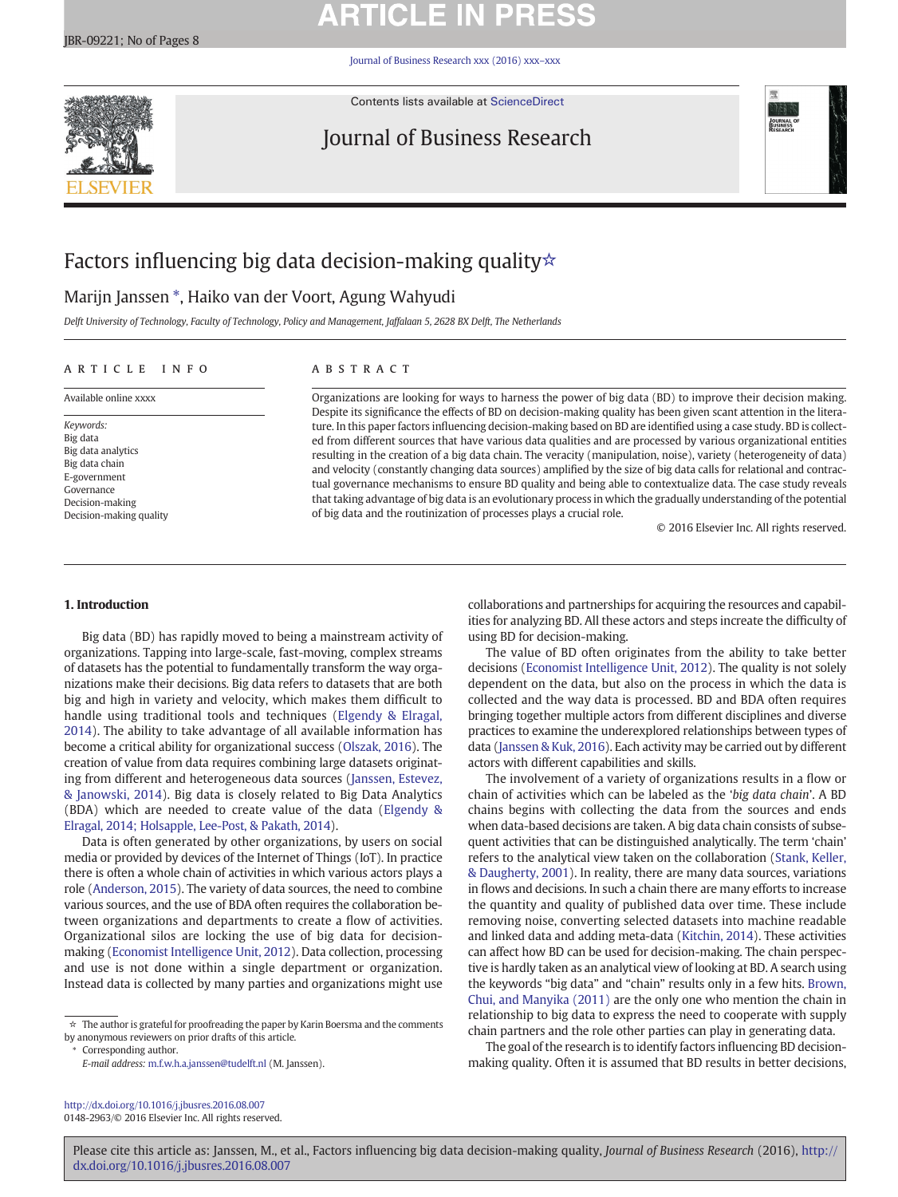# Factors influencing big data decision-making quality☆

Marijn Janssen *, Haiko van der Voort, Agung Wahyudi

*Delft University of Technology, Faculty of Technology, Policy and Management, Jaffalaan 5, 2628 BX Delft, The Netherlands*

## ARTICLE INFO

Available online xxxx

*Keywords:*
Big data
Big data analytics
Big data chain
E-government
Governance
Decision-making
Decision-making quality

## ABSTRACT

Organizations are looking for ways to harness the power of big data (BD) to improve their decision making. Despite its significance the effects of BD on decision-making quality has been given scant attention in the literature. In this paper factors influencing decision-making based on BD are identified using a case study. BD is collected from different sources that have various data qualities and are processed by various organizational entities resulting in the creation of a big data chain. The veracity (manipulation, noise), variety (heterogeneity of data) and velocity (constantly changing data sources) amplified by the size of big data calls for relational and contractual governance mechanisms to ensure BD quality and being able to contextualize data. The case study reveals that taking advantage of big data is an evolutionary process in which the gradually understanding of the potential of big data and the routinization of processes plays a crucial role.

© 2016 Elsevier Inc. All rights reserved.

## 1. Introduction

Big data (BD) has rapidly moved to being a mainstream activity of organizations. Tapping into large-scale, fast-moving, complex streams of datasets has the potential to fundamentally transform the way organizations make their decisions. Big data refers to datasets that are both big and high in variety and velocity, which makes them difficult to handle using traditional tools and techniques (Elgendy & Elragal, 2014). The ability to take advantage of all available information has become a critical ability for organizational success (Olszak, 2016). The creation of value from data requires combining large datasets originating from different and heterogeneous data sources (Janssen, Estevez, & Janowski, 2014). Big data is closely related to Big Data Analytics (BDA) which are needed to create value of the data (Elgendy & Elragal, 2014; Holsapple, Lee-Post, & Pakath, 2014).

Data is often generated by other organizations, by users on social media or provided by devices of the Internet of Things (IoT). In practice there is often a whole chain of activities in which various actors plays a role (Anderson, 2015). The variety of data sources, the need to combine various sources, and the use of BDA often requires the collaboration between organizations and departments to create a flow of activities. Organizational silos are locking the use of big data for decision-making (Economist Intelligence Unit, 2012). Data collection, processing and use is not done within a single department or organization. Instead data is collected by many parties and organizations might use collaborations and partnerships for acquiring the resources and capabilities for analyzing BD. All these actors and steps increate the difficulty of using BD for decision-making.

The value of BD often originates from the ability to take better decisions (Economist Intelligence Unit, 2012). The quality is not solely dependent on the data, but also on the process in which the data is collected and the way data is processed. BD and BDA often requires bringing together multiple actors from different disciplines and diverse practices to examine the underexplored relationships between types of data (Janssen & Kuk, 2016). Each activity may be carried out by different actors with different capabilities and skills.

The involvement of a variety of organizations results in a flow or chain of activities which can be labeled as the '*big data chain*'. A BD chains begins with collecting the data from the sources and ends when data-based decisions are taken. A big data chain consists of subsequent activities that can be distinguished analytically. The term 'chain' refers to the analytical view taken on the collaboration (Stank, Keller, & Daugherty, 2001). In reality, there are many data sources, variations in flows and decisions. In such a chain there are many efforts to increase the quantity and quality of published data over time. These include removing noise, converting selected datasets into machine readable and linked data and adding meta-data (Kitchin, 2014). These activities can affect how BD can be used for decision-making. The chain perspective is hardly taken as an analytical view of looking at BD. A search using the keywords "big data" and "chain" results only in a few hits. Brown, Chui, and Manyika (2011) are the only one who mention the chain in relationship to big data to express the need to cooperate with supply chain partners and the role other parties can play in generating data.

The goal of the research is to identify factors influencing BD decision-making quality. Often it is assumed that BD results in better decisions,

☆ The author is grateful for proofreading the paper by Karin Boersma and the comments by anonymous reviewers on prior drafts of this article.

\* Corresponding author.
*E-mail address:* m.f.w.h.a.janssen@tudelft.nl (M. Janssen).

http://dx.doi.org/10.1016/j.jbusres.2016.08.007
0148-2963/© 2016 Elsevier Inc. All rights reserved.

Please cite this article as: Janssen, M., et al., Factors influencing big data decision-making quality, *Journal of Business Research* (2016), http://dx.doi.org/10.1016/j.jbusres.2016.08.007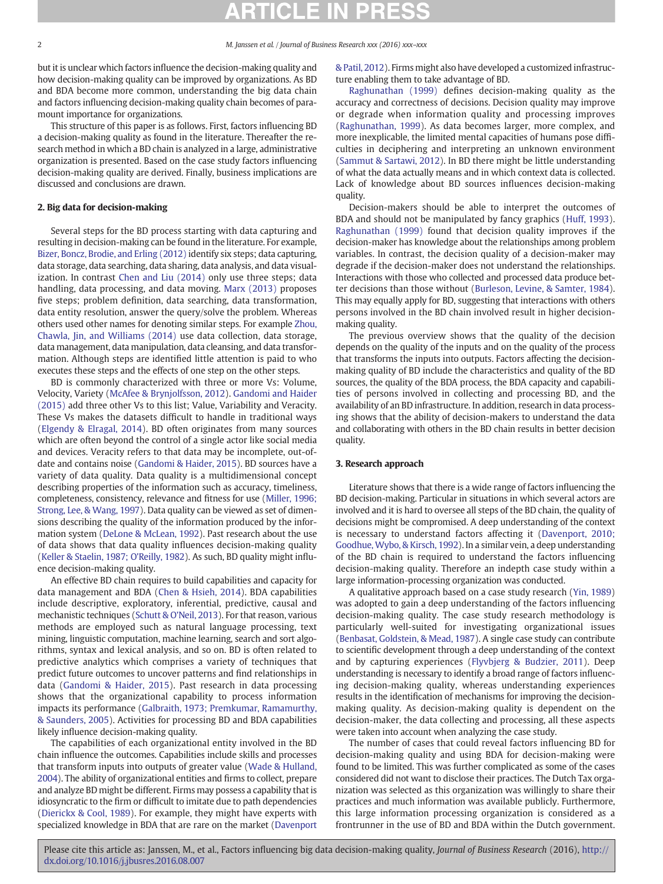but it is unclear which factors influence the decision-making quality and how decision-making quality can be improved by organizations. As BD and BDA become more common, understanding the big data chain and factors influencing decision-making quality chain becomes of paramount importance for organizations.

This structure of this paper is as follows. First, factors influencing BD a decision-making quality as found in the literature. Thereafter the research method in which a BD chain is analyzed in a large, administrative organization is presented. Based on the case study factors influencing decision-making quality are derived. Finally, business implications are discussed and conclusions are drawn.

## 2. Big data for decision-making

Several steps for the BD process starting with data capturing and resulting in decision-making can be found in the literature. For example, Bizer, Boncz, Brodie, and Erling (2012) identify six steps; data capturing, data storage, data searching, data sharing, data analysis, and data visualization. In contrast Chen and Liu (2014) only use three steps; data handling, data processing, and data moving. Marx (2013) proposes five steps; problem definition, data searching, data transformation, data entity resolution, answer the query/solve the problem. Whereas others used other names for denoting similar steps. For example Zhou, Chawla, Jin, and Williams (2014) use data collection, data storage, data management, data manipulation, data cleansing, and data transformation. Although steps are identified little attention is paid to who executes these steps and the effects of one step on the other steps.

BD is commonly characterized with three or more Vs: Volume, Velocity, Variety (McAfee & Brynjolfsson, 2012). Gandomi and Haider (2015) add three other Vs to this list; Value, Variability and Veracity. These Vs makes the datasets difficult to handle in traditional ways (Elgendy & Elragal, 2014). BD often originates from many sources which are often beyond the control of a single actor like social media and devices. Veracity refers to that data may be incomplete, out-of-date and contains noise (Gandomi & Haider, 2015). BD sources have a variety of data quality. Data quality is a multidimensional concept describing properties of the information such as accuracy, timeliness, completeness, consistency, relevance and fitness for use (Miller, 1996; Strong, Lee, & Wang, 1997). Data quality can be viewed as set of dimensions describing the quality of the information produced by the information system (DeLone & McLean, 1992). Past research about the use of data shows that data quality influences decision-making quality (Keller & Staelin, 1987; O'Reilly, 1982). As such, BD quality might influence decision-making quality.

An effective BD chain requires to build capabilities and capacity for data management and BDA (Chen & Hsieh, 2014). BDA capabilities include descriptive, exploratory, inferential, predictive, causal and mechanistic techniques (Schutt & O'Neil, 2013). For that reason, various methods are employed such as natural language processing, text mining, linguistic computation, machine learning, search and sort algorithms, syntax and lexical analysis, and so on. BD is often related to predictive analytics which comprises a variety of techniques that predict future outcomes to uncover patterns and find relationships in data (Gandomi & Haider, 2015). Past research in data processing shows that the organizational capability to process information impacts its performance (Galbraith, 1973; Premkumar, Ramamurthy, & Saunders, 2005). Activities for processing BD and BDA capabilities likely influence decision-making quality.

The capabilities of each organizational entity involved in the BD chain influence the outcomes. Capabilities include skills and processes that transform inputs into outputs of greater value (Wade & Hulland, 2004). The ability of organizational entities and firms to collect, prepare and analyze BD might be different. Firms may possess a capability that is idiosyncratic to the firm or difficult to imitate due to path dependencies (Dierickx & Cool, 1989). For example, they might have experts with specialized knowledge in BDA that are rare on the market (Davenport & Patil, 2012). Firms might also have developed a customized infrastructure enabling them to take advantage of BD.

Raghunathan (1999) defines decision-making quality as the accuracy and correctness of decisions. Decision quality may improve or degrade when information quality and processing improves (Raghunathan, 1999). As data becomes larger, more complex, and more inexplicable, the limited mental capacities of humans pose difficulties in deciphering and interpreting an unknown environment (Sammut & Sartawi, 2012). In BD there might be little understanding of what the data actually means and in which context data is collected. Lack of knowledge about BD sources influences decision-making quality.

Decision-makers should be able to interpret the outcomes of BDA and should not be manipulated by fancy graphics (Huff, 1993). Raghunathan (1999) found that decision quality improves if the decision-maker has knowledge about the relationships among problem variables. In contrast, the decision quality of a decision-maker may degrade if the decision-maker does not understand the relationships. Interactions with those who collected and processed data produce better decisions than those without (Burleson, Levine, & Samter, 1984). This may equally apply for BD, suggesting that interactions with other persons involved in the BD chain involved result in higher decision-making quality.

The previous overview shows that the quality of the decision depends on the quality of the inputs and on the quality of the process that transforms the inputs into outputs. Factors affecting the decision-making quality of BD include the characteristics and quality of the BD sources, the quality of the BDA process, the BDA capacity and capabilities of persons involved in collecting and processing BD, and the availability of an BD infrastructure. In addition, research in data processing shows that the ability of decision-makers to understand the data and collaborating with others in the BD chain results in better decision quality.

## 3. Research approach

Literature shows that there is a wide range of factors influencing the BD decision-making. Particular in situations in which several actors are involved and it is hard to oversee all steps of the BD chain, the quality of decisions might be compromised. A deep understanding of the context is necessary to understand factors affecting it (Davenport, 2010; Goodhue, Wybo, & Kirsch, 1992). In a similar vein, a deep understanding of the BD chain is required to understand the factors influencing decision-making quality. Therefore an indepth case study within a large information-processing organization was conducted.

A qualitative approach based on a case study research (Yin, 1989) was adopted to gain a deep understanding of the factors influencing decision-making quality. The case study research methodology is particularly well-suited for investigating organizational issues (Benbasat, Goldstein, & Mead, 1987). A single case study can contribute to scientific development through a deep understanding of the context and by capturing experiences (Flyvbjerg & Budzier, 2011). Deep understanding is necessary to identify a broad range of factors influencing decision-making quality, whereas understanding experiences results in the identification of mechanisms for improving the decision-making quality. As decision-making quality is dependent on the decision-maker, the data collecting and processing, all these aspects were taken into account when analyzing the case study.

The number of cases that could reveal factors influencing BD for decision-making quality and using BDA for decision-making were found to be limited. This was further complicated as some of the cases considered did not want to disclose their practices. The Dutch Tax organization was selected as this organization was willingly to share their practices and much information was available publicly. Furthermore, this large information processing organization is considered as a frontrunner in the use of BD and BDA within the Dutch government.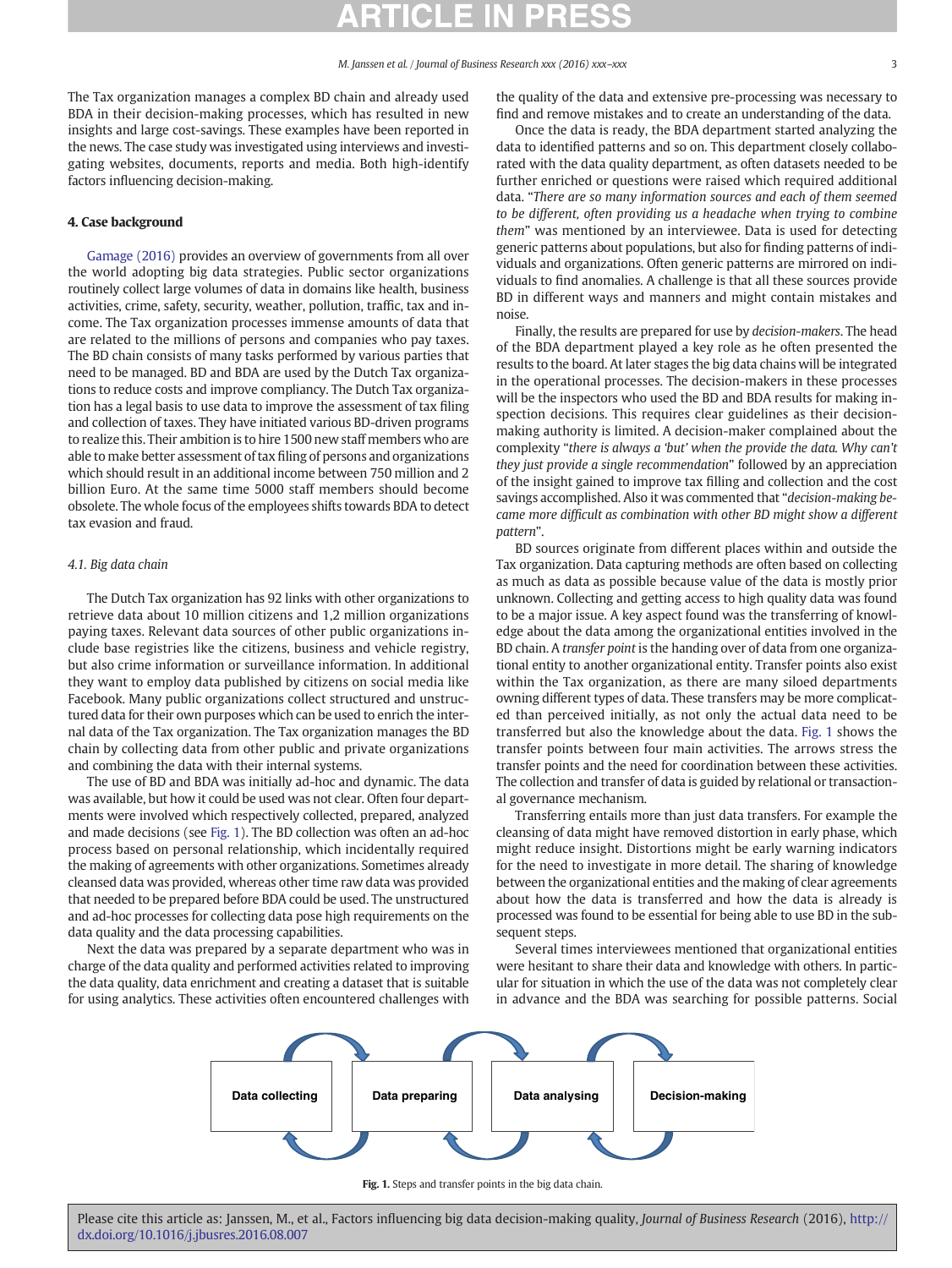The Tax organization manages a complex BD chain and already used BDA in their decision-making processes, which has resulted in new insights and large cost-savings. These examples have been reported in the news. The case study was investigated using interviews and investigating websites, documents, reports and media. Both high-identify factors influencing decision-making.

## 4. Case background

Gamage (2016) provides an overview of governments from all over the world adopting big data strategies. Public sector organizations routinely collect large volumes of data in domains like health, business activities, crime, safety, security, weather, pollution, traffic, tax and income. The Tax organization processes immense amounts of data that are related to the millions of persons and companies who pay taxes. The BD chain consists of many tasks performed by various parties that need to be managed. BD and BDA are used by the Dutch Tax organizations to reduce costs and improve compliancy. The Dutch Tax organization has a legal basis to use data to improve the assessment of tax filing and collection of taxes. They have initiated various BD-driven programs to realize this. Their ambition is to hire 1500 new staff members who are able to make better assessment of tax filing of persons and organizations which should result in an additional income between 750 million and 2 billion Euro. At the same time 5000 staff members should become obsolete. The whole focus of the employees shifts towards BDA to detect tax evasion and fraud.

### 4.1. Big data chain

The Dutch Tax organization has 92 links with other organizations to retrieve data about 10 million citizens and 1,2 million organizations paying taxes. Relevant data sources of other public organizations include base registries like the citizens, business and vehicle registry, but also crime information or surveillance information. In additional they want to employ data published by citizens on social media like Facebook. Many public organizations collect structured and unstructured data for their own purposes which can be used to enrich the internal data of the Tax organization. The Tax organization manages the BD chain by collecting data from other public and private organizations and combining the data with their internal systems.

The use of BD and BDA was initially ad-hoc and dynamic. The data was available, but how it could be used was not clear. Often four departments were involved which respectively collected, prepared, analyzed and made decisions (see Fig. 1). The BD collection was often an ad-hoc process based on personal relationship, which incidentally required the making of agreements with other organizations. Sometimes already cleansed data was provided, whereas other time raw data was provided that needed to be prepared before BDA could be used. The unstructured and ad-hoc processes for collecting data pose high requirements on the data quality and the data processing capabilities.

Next the data was prepared by a separate department who was in charge of the data quality and performed activities related to improving the data quality, data enrichment and creating a dataset that is suitable for using analytics. These activities often encountered challenges with the quality of the data and extensive pre-processing was necessary to find and remove mistakes and to create an understanding of the data.

Once the data is ready, the BDA department started analyzing the data to identified patterns and so on. This department closely collaborated with the data quality department, as often datasets needed to be further enriched or questions were raised which required additional data. "*There are so many information sources and each of them seemed to be different, often providing us a headache when trying to combine them*" was mentioned by an interviewee. Data is used for detecting generic patterns about populations, but also for finding patterns of individuals and organizations. Often generic patterns are mirrored on individuals to find anomalies. A challenge is that all these sources provide BD in different ways and manners and might contain mistakes and noise.

Finally, the results are prepared for use by *decision-makers*. The head of the BDA department played a key role as he often presented the results to the board. At later stages the big data chains will be integrated in the operational processes. The decision-makers in these processes will be the inspectors who used the BD and BDA results for making inspection decisions. This requires clear guidelines as their decision-making authority is limited. A decision-maker complained about the complexity "*there is always a 'but' when the provide the data. Why can't they just provide a single recommendation*" followed by an appreciation of the insight gained to improve tax filling and collection and the cost savings accomplished. Also it was commented that "*decision-making became more difficult as combination with other BD might show a different pattern*".

BD sources originate from different places within and outside the Tax organization. Data capturing methods are often based on collecting as much as data as possible because value of the data is mostly prior unknown. Collecting and getting access to high quality data was found to be a major issue. A key aspect found was the transferring of knowledge about the data among the organizational entities involved in the BD chain. A *transfer point* is the handing over of data from one organizational entity to another organizational entity. Transfer points also exist within the Tax organization, as there are many siloed departments owning different types of data. These transfers may be more complicated than perceived initially, as not only the actual data need to be transferred but also the knowledge about the data. Fig. 1 shows the transfer points between four main activities. The arrows stress the transfer points and the need for coordination between these activities. The collection and transfer of data is guided by relational or transactional governance mechanism.

Transferring entails more than just data transfers. For example the cleansing of data might have removed distortion in early phase, which might reduce insight. Distortions might be early warning indicators for the need to investigate in more detail. The sharing of knowledge between the organizational entities and the making of clear agreements about how the data is transferred and how the data is already is processed was found to be essential for being able to use BD in the subsequent steps.

Several times interviewees mentioned that organizational entities were hesitant to share their data and knowledge with others. In particular for situation in which the use of the data was not completely clear in advance and the BDA was searching for possible patterns. Social

Data collecting → Data preparing → Data analysing → Decision-making

**Fig. 1.** Steps and transfer points in the big data chain.

Please cite this article as: Janssen, M., et al., Factors influencing big data decision-making quality, *Journal of Business Research* (2016), http://dx.doi.org/10.1016/j.jbusres.2016.08.007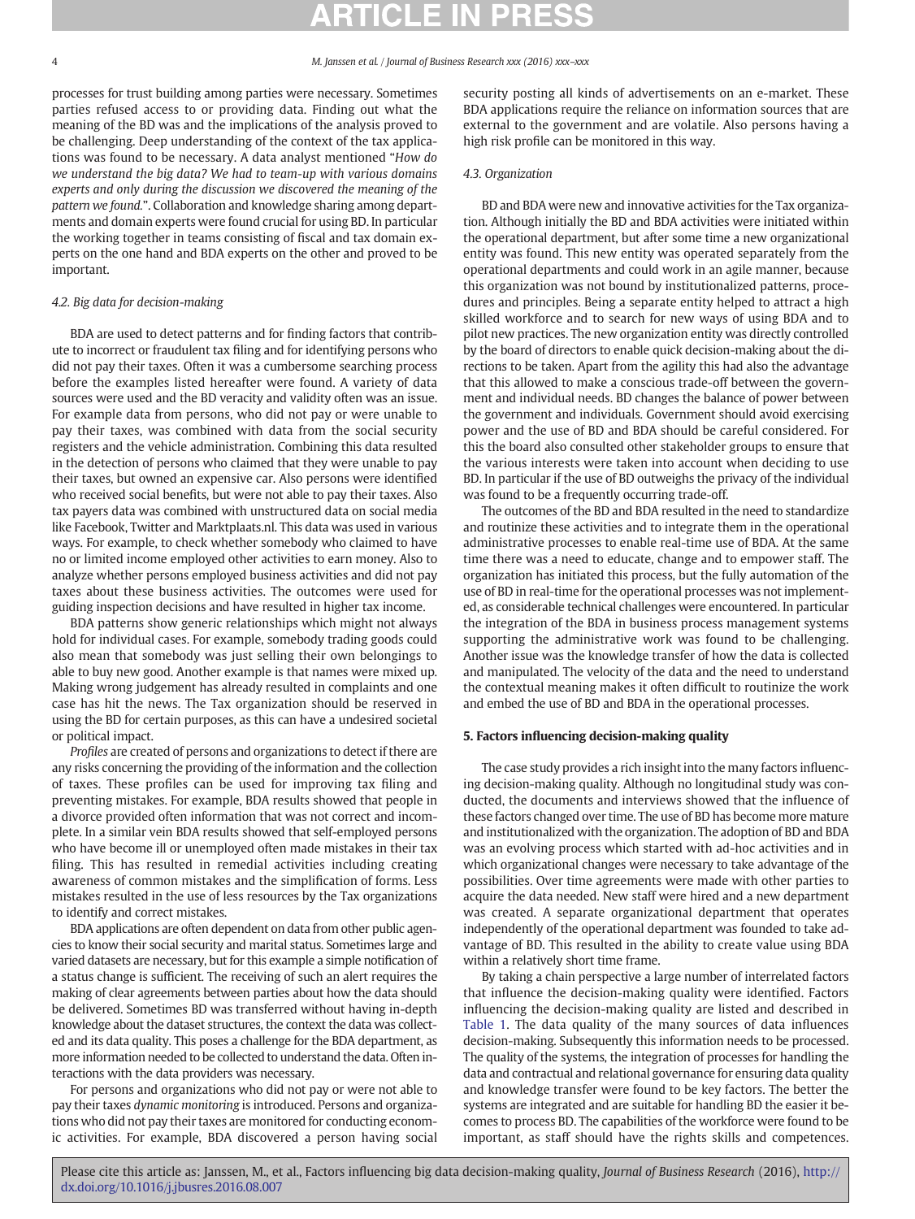processes for trust building among parties were necessary. Sometimes parties refused access to or providing data. Finding out what the meaning of the BD was and the implications of the analysis proved to be challenging. Deep understanding of the context of the tax applications was found to be necessary. A data analyst mentioned "*How do we understand the big data? We had to team-up with various domains experts and only during the discussion we discovered the meaning of the pattern we found.*". Collaboration and knowledge sharing among departments and domain experts were found crucial for using BD. In particular the working together in teams consisting of fiscal and tax domain experts on the one hand and BDA experts on the other and proved to be important.

### 4.2. Big data for decision-making

BDA are used to detect patterns and for finding factors that contribute to incorrect or fraudulent tax filing and for identifying persons who did not pay their taxes. Often it was a cumbersome searching process before the examples listed hereafter were found. A variety of data sources were used and the BD veracity and validity often was an issue. For example data from persons, who did not pay or were unable to pay their taxes, was combined with data from the social security registers and the vehicle administration. Combining this data resulted in the detection of persons who claimed that they were unable to pay their taxes, but owned an expensive car. Also persons were identified who received social benefits, but were not able to pay their taxes. Also tax payers data was combined with unstructured data on social media like Facebook, Twitter and Marktplaats.nl. This data was used in various ways. For example, to check whether somebody who claimed to have no or limited income employed other activities to earn money. Also to analyze whether persons employed business activities and did not pay taxes about these business activities. The outcomes were used for guiding inspection decisions and have resulted in higher tax income.

BDA patterns show generic relationships which might not always hold for individual cases. For example, somebody trading goods could also mean that somebody was just selling their own belongings to able to buy new good. Another example is that names were mixed up. Making wrong judgement has already resulted in complaints and one case has hit the news. The Tax organization should be reserved in using the BD for certain purposes, as this can have a undesired societal or political impact.

*Profiles* are created of persons and organizations to detect if there are any risks concerning the providing of the information and the collection of taxes. These profiles can be used for improving tax filing and preventing mistakes. For example, BDA results showed that people in a divorce provided often information that was not correct and incomplete. In a similar vein BDA results showed that self-employed persons who have become ill or unemployed often made mistakes in their tax filing. This has resulted in remedial activities including creating awareness of common mistakes and the simplification of forms. Less mistakes resulted in the use of less resources by the Tax organizations to identify and correct mistakes.

BDA applications are often dependent on data from other public agencies to know their social security and marital status. Sometimes large and varied datasets are necessary, but for this example a simple notification of a status change is sufficient. The receiving of such an alert requires the making of clear agreements between parties about how the data should be delivered. Sometimes BD was transferred without having in-depth knowledge about the dataset structures, the context the data was collected and its data quality. This poses a challenge for the BDA department, as more information needed to be collected to understand the data. Often interactions with the data providers was necessary.

For persons and organizations who did not pay or were not able to pay their taxes *dynamic monitoring* is introduced. Persons and organizations who did not pay their taxes are monitored for conducting economic activities. For example, BDA discovered a person having social security posting all kinds of advertisements on an e-market. These BDA applications require the reliance on information sources that are external to the government and are volatile. Also persons having a high risk profile can be monitored in this way.

### 4.3. Organization

BD and BDA were new and innovative activities for the Tax organization. Although initially the BD and BDA activities were initiated within the operational department, but after some time a new organizational entity was found. This new entity was operated separately from the operational departments and could work in an agile manner, because this organization was not bound by institutionalized patterns, procedures and principles. Being a separate entity helped to attract a high skilled workforce and to search for new ways of using BDA and to pilot new practices. The new organization entity was directly controlled by the board of directors to enable quick decision-making about the directions to be taken. Apart from the agility this had also the advantage that this allowed to make a conscious trade-off between the government and individual needs. BD changes the balance of power between the government and individuals. Government should avoid exercising power and the use of BD and BDA should be careful considered. For this the board also consulted other stakeholder groups to ensure that the various interests were taken into account when deciding to use BD. In particular if the use of BD outweighs the privacy of the individual was found to be a frequently occurring trade-off.

The outcomes of the BD and BDA resulted in the need to standardize and routinize these activities and to integrate them in the operational administrative processes to enable real-time use of BDA. At the same time there was a need to educate, change and to empower staff. The organization has initiated this process, but the fully automation of the use of BD in real-time for the operational processes was not implemented, as considerable technical challenges were encountered. In particular the integration of the BDA in business process management systems supporting the administrative work was found to be challenging. Another issue was the knowledge transfer of how the data is collected and manipulated. The velocity of the data and the need to understand the contextual meaning makes it often difficult to routinize the work and embed the use of BD and BDA in the operational processes.

## 5. Factors influencing decision-making quality

The case study provides a rich insight into the many factors influencing decision-making quality. Although no longitudinal study was conducted, the documents and interviews showed that the influence of these factors changed over time. The use of BD has become more mature and institutionalized with the organization. The adoption of BD and BDA was an evolving process which started with ad-hoc activities and in which organizational changes were necessary to take advantage of the possibilities. Over time agreements were made with other parties to acquire the data needed. New staff were hired and a new department was created. A separate organizational department that operates independently of the operational department was founded to take advantage of BD. This resulted in the ability to create value using BDA within a relatively short time frame.

By taking a chain perspective a large number of interrelated factors that influence the decision-making quality were identified. Factors influencing the decision-making quality are listed and described in Table 1. The data quality of the many sources of data influences decision-making. Subsequently this information needs to be processed. The quality of the systems, the integration of processes for handling the data and contractual and relational governance for ensuring data quality and knowledge transfer were found to be key factors. The better the systems are integrated and are suitable for handling BD the easier it becomes to process BD. The capabilities of the workforce were found to be important, as staff should have the rights skills and competences.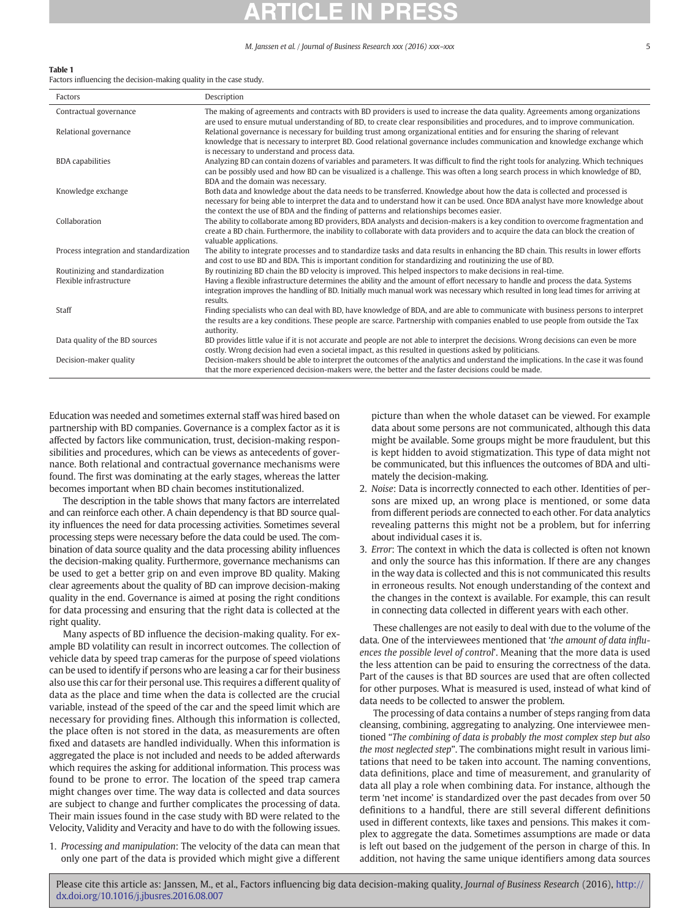**Table 1**
Factors influencing the decision-making quality in the case study.

| Factors | Description |
| --- | --- |
| Contractual governance | The making of agreements and contracts with BD providers is used to increase the data quality. Agreements among organizations are used to ensure mutual understanding of BD, to create clear responsibilities and procedures, and to improve communication. |
| Relational governance | Relational governance is necessary for building trust among organizational entities and for ensuring the sharing of relevant knowledge that is necessary to interpret BD. Good relational governance includes communication and knowledge exchange which is necessary to understand and process data. |
| BDA capabilities | Analyzing BD can contain dozens of variables and parameters. It was difficult to find the right tools for analyzing. Which techniques can be possibly used and how BD can be visualized is a challenge. This was often a long search process in which knowledge of BD, BDA and the domain was necessary. |
| Knowledge exchange | Both data and knowledge about the data needs to be transferred. Knowledge about how the data is collected and processed is necessary for being able to interpret the data and to understand how it can be used. Once BDA analyst have more knowledge about the context the use of BDA and the finding of patterns and relationships becomes easier. |
| Collaboration | The ability to collaborate among BD providers, BDA analysts and decision-makers is a key condition to overcome fragmentation and create a BD chain. Furthermore, the inability to collaborate with data providers and to acquire the data can block the creation of valuable applications. |
| Process integration and standardization | The ability to integrate processes and to standardize tasks and data results in enhancing the BD chain. This results in lower efforts and cost to use BD and BDA. This is important condition for standardizing and routinizing the use of BD. |
| Routinizing and standardization | By routinizing BD chain the BD velocity is improved. This helped inspectors to make decisions in real-time. |
| Flexible infrastructure | Having a flexible infrastructure determines the ability and the amount of effort necessary to handle and process the data. Systems integration improves the handling of BD. Initially much manual work was necessary which resulted in long lead times for arriving at results. |
| Staff | Finding specialists who can deal with BD, have knowledge of BDA, and are able to communicate with business persons to interpret the results are a key conditions. These people are scarce. Partnership with companies enabled to use people from outside the Tax authority. |
| Data quality of the BD sources | BD provides little value if it is not accurate and people are not able to interpret the decisions. Wrong decisions can even be more costly. Wrong decision had even a societal impact, as this resulted in questions asked by politicians. |
| Decision-maker quality | Decision-makers should be able to interpret the outcomes of the analytics and understand the implications. In the case it was found that the more experienced decision-makers were, the better and the faster decisions could be made. |

Education was needed and sometimes external staff was hired based on partnership with BD companies. Governance is a complex factor as it is affected by factors like communication, trust, decision-making responsibilities and procedures, which can be views as antecedents of governance. Both relational and contractual governance mechanisms were found. The first was dominating at the early stages, whereas the latter becomes important when BD chain becomes institutionalized.

The description in the table shows that many factors are interrelated and can reinforce each other. A chain dependency is that BD source quality influences the need for data processing activities. Sometimes several processing steps were necessary before the data could be used. The combination of data source quality and the data processing ability influences the decision-making quality. Furthermore, governance mechanisms can be used to get a better grip on and even improve BD quality. Making clear agreements about the quality of BD can improve decision-making quality in the end. Governance is aimed at posing the right conditions for data processing and ensuring that the right data is collected at the right quality.

Many aspects of BD influence the decision-making quality. For example BD volatility can result in incorrect outcomes. The collection of vehicle data by speed trap cameras for the purpose of speed violations can be used to identify if persons who are leasing a car for their business also use this car for their personal use. This requires a different quality of data as the place and time when the data is collected are the crucial variable, instead of the speed of the car and the speed limit which are necessary for providing fines. Although this information is collected, the place often is not stored in the data, as measurements are often fixed and datasets are handled individually. When this information is aggregated the place is not included and needs to be added afterwards which requires the asking for additional information. This process was found to be prone to error. The location of the speed trap camera might changes over time. The way data is collected and data sources are subject to change and further complicates the processing of data. Their main issues found in the case study with BD were related to the Velocity, Validity and Veracity and have to do with the following issues.

1. *Processing and manipulation*: The velocity of the data can mean that only one part of the data is provided which might give a different picture than when the whole dataset can be viewed. For example data about some persons are not communicated, although this data might be available. Some groups might be more fraudulent, but this is kept hidden to avoid stigmatization. This type of data might not be communicated, but this influences the outcomes of BDA and ultimately the decision-making.
2. *Noise*: Data is incorrectly connected to each other. Identities of persons are mixed up, an wrong place is mentioned, or some data from different periods are connected to each other. For data analytics revealing patterns this might not be a problem, but for inferring about individual cases it is.
3. *Error*: The context in which the data is collected is often not known and only the source has this information. If there are any changes in the way data is collected and this is not communicated this results in erroneous results. Not enough understanding of the context and the changes in the context is available. For example, this can result in connecting data collected in different years with each other.

These challenges are not easily to deal with due to the volume of the data. One of the interviewees mentioned that '*the amount of data influences the possible level of control*'. Meaning that the more data is used the less attention can be paid to ensuring the correctness of the data. Part of the causes is that BD sources are used that are often collected for other purposes. What is measured is used, instead of what kind of data needs to be collected to answer the problem.

The processing of data contains a number of steps ranging from data cleansing, combining, aggregating to analyzing. One interviewee mentioned "*The combining of data is probably the most complex step but also the most neglected step*". The combinations might result in various limitations that need to be taken into account. The naming conventions, data definitions, place and time of measurement, and granularity of data all play a role when combining data. For instance, although the term 'net income' is standardized over the past decades from over 50 definitions to a handful, there are still several different definitions used in different contexts, like taxes and pensions. This makes it complex to aggregate the data. Sometimes assumptions are made or data is left out based on the judgement of the person in charge of this. In addition, not having the same unique identifiers among data sources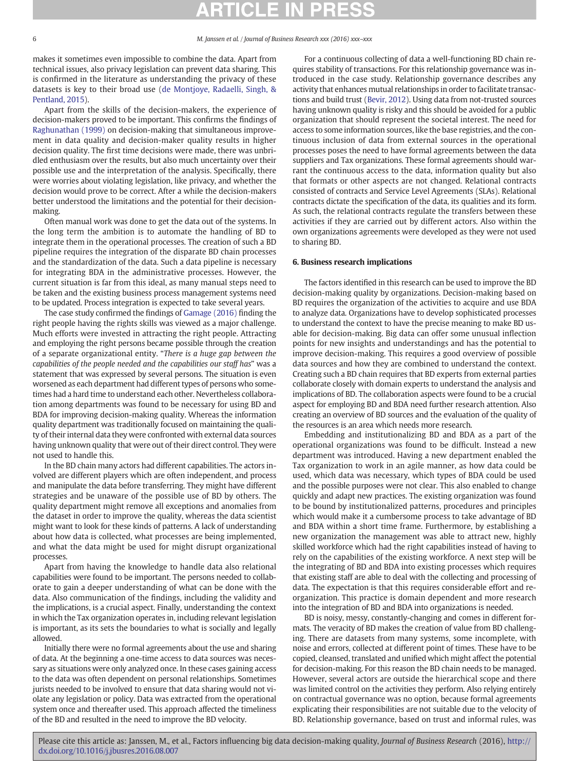makes it sometimes even impossible to combine the data. Apart from technical issues, also privacy legislation can prevent data sharing. This is confirmed in the literature as understanding the privacy of these datasets is key to their broad use (de Montjoye, Radaelli, Singh, & Pentland, 2015).

Apart from the skills of the decision-makers, the experience of decision-makers proved to be important. This confirms the findings of Raghunathan (1999) on decision-making that simultaneous improvement in data quality and decision-maker quality results in higher decision quality. The first time decisions were made, there was unbridled enthusiasm over the results, but also much uncertainty over their possible use and the interpretation of the analysis. Specifically, there were worries about violating legislation, like privacy, and whether the decision would prove to be correct. After a while the decision-makers better understood the limitations and the potential for their decision-making.

Often manual work was done to get the data out of the systems. In the long term the ambition is to automate the handling of BD to integrate them in the operational processes. The creation of such a BD pipeline requires the integration of the disparate BD chain processes and the standardization of the data. Such a data pipeline is necessary for integrating BDA in the administrative processes. However, the current situation is far from this ideal, as many manual steps need to be taken and the existing business process management systems need to be updated. Process integration is expected to take several years.

The case study confirmed the findings of Gamage (2016) finding the right people having the rights skills was viewed as a major challenge. Much efforts were invested in attracting the right people. Attracting and employing the right persons became possible through the creation of a separate organizational entity. "*There is a huge gap between the capabilities of the people needed and the capabilities our staff has*" was a statement that was expressed by several persons. The situation is even worsened as each department had different types of persons who sometimes had a hard time to understand each other. Nevertheless collaboration among departments was found to be necessary for using BD and BDA for improving decision-making quality. Whereas the information quality department was traditionally focused on maintaining the quality of their internal data they were confronted with external data sources having unknown quality that were out of their direct control. They were not used to handle this.

In the BD chain many actors had different capabilities. The actors involved are different players which are often independent, and process and manipulate the data before transferring. They might have different strategies and be unaware of the possible use of BD by others. The quality department might remove all exceptions and anomalies from the dataset in order to improve the quality, whereas the data scientist might want to look for these kinds of patterns. A lack of understanding about how data is collected, what processes are being implemented, and what the data might be used for might disrupt organizational processes.

Apart from having the knowledge to handle data also relational capabilities were found to be important. The persons needed to collaborate to gain a deeper understanding of what can be done with the data. Also communication of the findings, including the validity and the implications, is a crucial aspect. Finally, understanding the context in which the Tax organization operates in, including relevant legislation is important, as its sets the boundaries to what is socially and legally allowed.

Initially there were no formal agreements about the use and sharing of data. At the beginning a one-time access to data sources was necessary as situations were only analyzed once. In these cases gaining access to the data was often dependent on personal relationships. Sometimes jurists needed to be involved to ensure that data sharing would not violate any legislation or policy. Data was extracted from the operational system once and thereafter used. This approach affected the timeliness of the BD and resulted in the need to improve the BD velocity.

For a continuous collecting of data a well-functioning BD chain requires stability of transactions. For this relationship governance was introduced in the case study. Relationship governance describes any activity that enhances mutual relationships in order to facilitate transactions and build trust (Bevir, 2012). Using data from not-trusted sources having unknown quality is risky and this should be avoided for a public organization that should represent the societal interest. The need for access to some information sources, like the base registries, and the continuous inclusion of data from external sources in the operational processes poses the need to have formal agreements between the data suppliers and Tax organizations. These formal agreements should warrant the continuous access to the data, information quality but also that formats or other aspects are not changed. Relational contracts consisted of contracts and Service Level Agreements (SLAs). Relational contracts dictate the specification of the data, its qualities and its form. As such, the relational contracts regulate the transfers between these activities if they are carried out by different actors. Also within the own organizations agreements were developed as they were not used to sharing BD.

## 6. Business research implications

The factors identified in this research can be used to improve the BD decision-making quality by organizations. Decision-making based on BD requires the organization of the activities to acquire and use BDA to analyze data. Organizations have to develop sophisticated processes to understand the context to have the precise meaning to make BD usable for decision-making. Big data can offer some unusual inflection points for new insights and understandings and has the potential to improve decision-making. This requires a good overview of possible data sources and how they are combined to understand the context. Creating such a BD chain requires that BD experts from external parties collaborate closely with domain experts to understand the analysis and implications of BD. The collaboration aspects were found to be a crucial aspect for employing BD and BDA need further research attention. Also creating an overview of BD sources and the evaluation of the quality of the resources is an area which needs more research.

Embedding and institutionalizing BD and BDA as a part of the operational organizations was found to be difficult. Instead a new department was introduced. Having a new department enabled the Tax organization to work in an agile manner, as how data could be used, which data was necessary, which types of BDA could be used and the possible purposes were not clear. This also enabled to change quickly and adapt new practices. The existing organization was found to be bound by institutionalized patterns, procedures and principles which would make it a cumbersome process to take advantage of BD and BDA within a short time frame. Furthermore, by establishing a new organization the management was able to attract new, highly skilled workforce which had the right capabilities instead of having to rely on the capabilities of the existing workforce. A next step will be the integrating of BD and BDA into existing processes which requires that existing staff are able to deal with the collecting and processing of data. The expectation is that this requires considerable effort and reorganization. This practice is domain dependent and more research into the integration of BD and BDA into organizations is needed.

BD is noisy, messy, constantly-changing and comes in different formats. The veracity of BD makes the creation of value from BD challenging. There are datasets from many systems, some incomplete, with noise and errors, collected at different point of times. These have to be copied, cleansed, translated and unified which might affect the potential for decision-making. For this reason the BD chain needs to be managed. However, several actors are outside the hierarchical scope and there was limited control on the activities they perform. Also relying entirely on contractual governance was no option, because formal agreements explicating their responsibilities are not suitable due to the velocity of BD. Relationship governance, based on trust and informal rules, was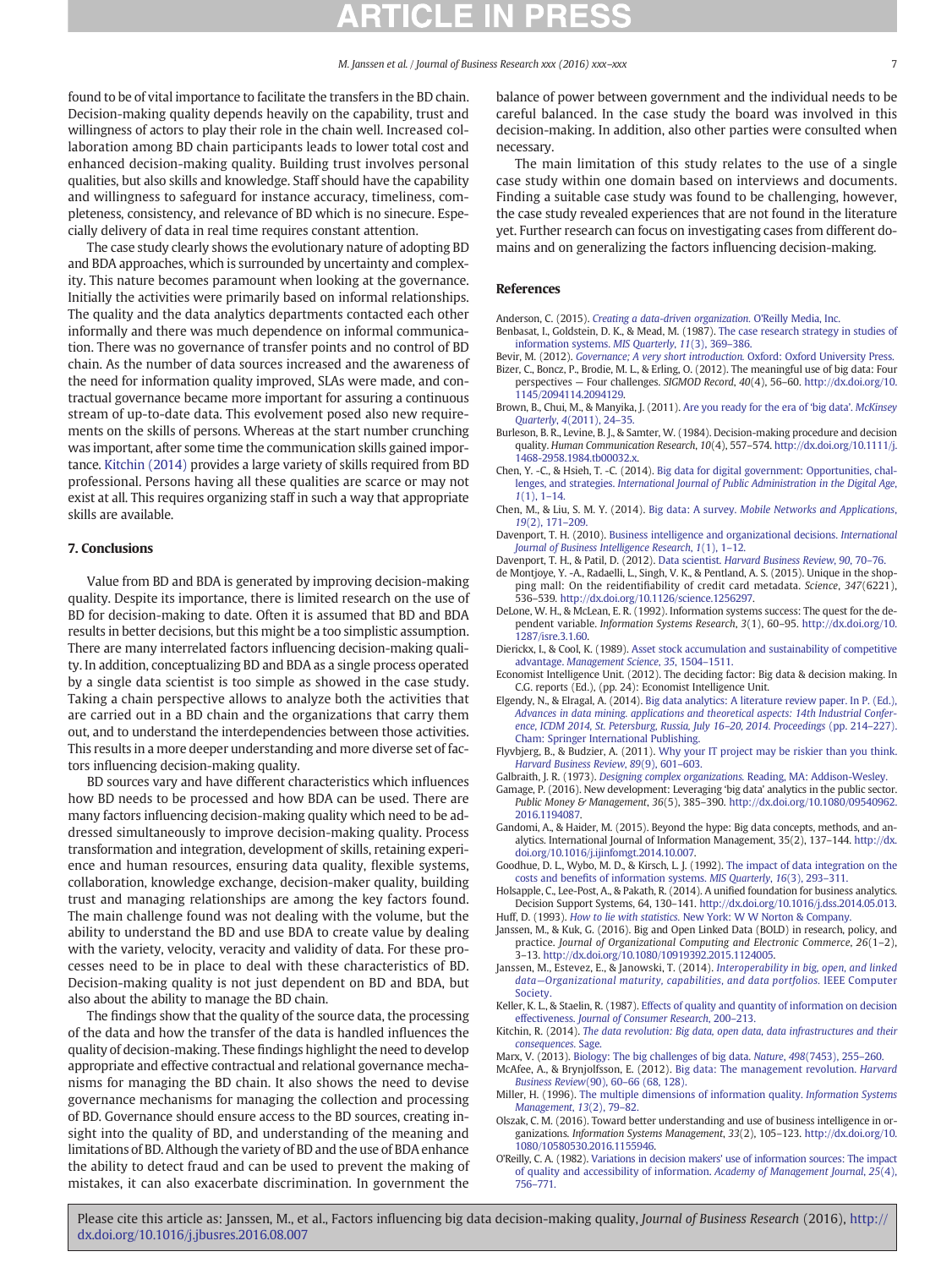found to be of vital importance to facilitate the transfers in the BD chain. Decision-making quality depends heavily on the capability, trust and willingness of actors to play their role in the chain well. Increased collaboration among BD chain participants leads to lower total cost and enhanced decision-making quality. Building trust involves personal qualities, but also skills and knowledge. Staff should have the capability and willingness to safeguard for instance accuracy, timeliness, completeness, consistency, and relevance of BD which is no sinecure. Especially delivery of data in real time requires constant attention.

The case study clearly shows the evolutionary nature of adopting BD and BDA approaches, which is surrounded by uncertainty and complexity. This nature becomes paramount when looking at the governance. Initially the activities were primarily based on informal relationships. The quality and the data analytics departments contacted each other informally and there was much dependence on informal communication. There was no governance of transfer points and no control of BD chain. As the number of data sources increased and the awareness of the need for information quality improved, SLAs were made, and contractual governance became more important for assuring a continuous stream of up-to-date data. This evolvement posed also new requirements on the skills of persons. Whereas at the start number crunching was important, after some time the communication skills gained importance. Kitchin (2014) provides a large variety of skills required from BD professional. Persons having all these qualities are scarce or may not exist at all. This requires organizing staff in such a way that appropriate skills are available.

## 7. Conclusions

Value from BD and BDA is generated by improving decision-making quality. Despite its importance, there is limited research on the use of BD for decision-making to date. Often it is assumed that BD and BDA results in better decisions, but this might be a too simplistic assumption. There are many interrelated factors influencing decision-making quality. In addition, conceptualizing BD and BDA as a single process operated by a single data scientist is too simple as showed in the case study. Taking a chain perspective allows to analyze both the activities that are carried out in a BD chain and the organizations that carry them out, and to understand the interdependencies between those activities. This results in a more deeper understanding and more diverse set of factors influencing decision-making quality.

BD sources vary and have different characteristics which influences how BD needs to be processed and how BDA can be used. There are many factors influencing decision-making quality which need to be addressed simultaneously to improve decision-making quality. Process transformation and integration, development of skills, retaining experience and human resources, ensuring data quality, flexible systems, collaboration, knowledge exchange, decision-maker quality, building trust and managing relationships are among the key factors found. The main challenge found was not dealing with the volume, but the ability to understand the BD and use BDA to create value by dealing with the variety, velocity, veracity and validity of data. For these processes need to be in place to deal with these characteristics of BD. Decision-making quality is not just dependent on BD and BDA, but also about the ability to manage the BD chain.

The findings show that the quality of the source data, the processing of the data and how the transfer of the data is handled influences the quality of decision-making. These findings highlight the need to develop appropriate and effective contractual and relational governance mechanisms for managing the BD chain. It also shows the need to devise governance mechanisms for managing the collection and processing of BD. Governance should ensure access to the BD sources, creating insight into the quality of BD, and understanding of the meaning and limitations of BD. Although the variety of BD and the use of BDA enhance the ability to detect fraud and can be used to prevent the making of mistakes, it can also exacerbate discrimination. In government the balance of power between government and the individual needs to be careful balanced. In the case study the board was involved in this decision-making. In addition, also other parties were consulted when necessary.

The main limitation of this study relates to the use of a single case study within one domain based on interviews and documents. Finding a suitable case study was found to be challenging, however, the case study revealed experiences that are not found in the literature yet. Further research can focus on investigating cases from different domains and on generalizing the factors influencing decision-making.

## References

Anderson, C. (2015). *Creating a data-driven organization.* O'Reilly Media, Inc.

Benbasat, I., Goldstein, D. K., & Mead, M. (1987). The case research strategy in studies of information systems. *MIS Quarterly*, *11*(3), 369–386.

Bevir, M. (2012). *Governance; A very short introduction.* Oxford: Oxford University Press.

Bizer, C., Boncz, P., Brodie, M. L., & Erling, O. (2012). The meaningful use of big data: Four perspectives — Four challenges. *SIGMOD Record*, *40*(4), 56–60. http://dx.doi.org/10.1145/2094114.2094129.

Brown, B., Chui, M., & Manyika, J. (2011). Are you ready for the era of 'big data'. *McKinsey Quarterly*, *4*(2011), 24–35.

Burleson, B. R., Levine, B. J., & Samter, W. (1984). Decision-making procedure and decision quality. *Human Communication Research*, *10*(4), 557–574. http://dx.doi.org/10.1111/j.1468-2958.1984.tb00032.x.

Chen, Y. -C., & Hsieh, T. -C. (2014). Big data for digital government: Opportunities, challenges, and strategies. *International Journal of Public Administration in the Digital Age*, *1*(1), 1–14.

Chen, M., & Liu, S. M. Y. (2014). Big data: A survey. *Mobile Networks and Applications*, *19*(2), 171–209.

Davenport, T. H. (2010). Business intelligence and organizational decisions. *International Journal of Business Intelligence Research*, *1*(1), 1–12.

Davenport, T. H., & Patil, D. (2012). Data scientist. *Harvard Business Review*, *90*, 70–76.

de Montjoye, Y. -A., Radaelli, L., Singh, V. K., & Pentland, A. S. (2015). Unique in the shopping mall: On the reidentifiability of credit card metadata. *Science*, *347*(6221), 536–539. http://dx.doi.org/10.1126/science.1256297.

DeLone, W. H., & McLean, E. R. (1992). Information systems success: The quest for the dependent variable. *Information Systems Research*, *3*(1), 60–95. http://dx.doi.org/10.1287/isre.3.1.60.

Dierickx, I., & Cool, K. (1989). Asset stock accumulation and sustainability of competitive advantage. *Management Science*, *35*, 1504–1511.

Economist Intelligence Unit. (2012). The deciding factor: Big data & decision making. In C.G. reports (Ed.), (pp. 24): Economist Intelligence Unit.

Elgendy, N., & Elragal, A. (2014). Big data analytics: A literature review paper. In P. (Ed.), *Advances in data mining. applications and theoretical aspects: 14th Industrial Conference, ICDM 2014, St. Petersburg, Russia, July 16–20, 2014. Proceedings* (pp. 214–227). Cham: Springer International Publishing.

Flyvbjerg, B., & Budzier, A. (2011). Why your IT project may be riskier than you think. *Harvard Business Review*, *89*(9), 601–603.

Galbraith, J. R. (1973). *Designing complex organizations.* Reading, MA: Addison-Wesley.

Gamage, P. (2016). New development: Leveraging 'big data' analytics in the public sector. *Public Money & Management*, *36*(5), 385–390. http://dx.doi.org/10.1080/09540962.2016.1194087.

Gandomi, A., & Haider, M. (2015). Beyond the hype: Big data concepts, methods, and analytics. International Journal of Information Management, 35(2), 137–144. http://dx.doi.org/10.1016/j.ijinfomgt.2014.10.007.

Goodhue, D. L., Wybo, M. D., & Kirsch, L. J. (1992). The impact of data integration on the costs and benefits of information systems. *MIS Quarterly*, *16*(3), 293–311.

Holsapple, C., Lee-Post, A., & Pakath, R. (2014). A unified foundation for business analytics. Decision Support Systems, 64, 130–141. http://dx.doi.org/10.1016/j.dss.2014.05.013.

Huff, D. (1993). *How to lie with statistics.* New York: W W Norton & Company.

Janssen, M., & Kuk, G. (2016). Big and Open Linked Data (BOLD) in research, policy, and practice. *Journal of Organizational Computing and Electronic Commerce*, *26*(1–2), 3–13. http://dx.doi.org/10.1080/10919392.2015.1124005.

Janssen, M., Estevez, E., & Janowski, T. (2014). *Interoperability in big, open, and linked data—Organizational maturity, capabilities, and data portfolios.* IEEE Computer Society.

Keller, K. L., & Staelin, R. (1987). Effects of quality and quantity of information on decision effectiveness. *Journal of Consumer Research*, 200–213.

Kitchin, R. (2014). *The data revolution: Big data, open data, data infrastructures and their consequences.* Sage.

Marx, V. (2013). Biology: The big challenges of big data. *Nature*, *498*(7453), 255–260.

McAfee, A., & Brynjolfsson, E. (2012). Big data: The management revolution. *Harvard Business Review*(90), 60–66 (68, 128).

Miller, H. (1996). The multiple dimensions of information quality. *Information Systems Management*, *13*(2), 79–82.

Olszak, C. M. (2016). Toward better understanding and use of business intelligence in organizations. *Information Systems Management*, *33*(2), 105–123. http://dx.doi.org/10.1080/10580530.2016.1155946.

O'Reilly, C. A. (1982). Variations in decision makers' use of information sources: The impact of quality and accessibility of information. *Academy of Management Journal*, *25*(4), 756–771.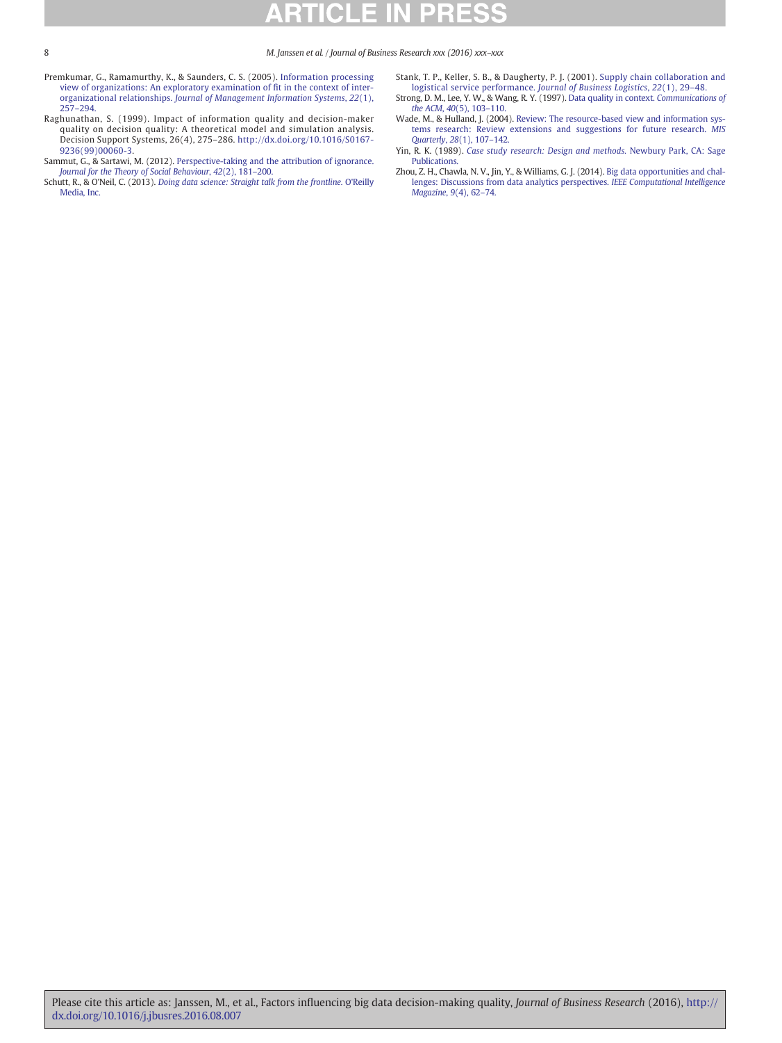Premkumar, G., Ramamurthy, K., & Saunders, C. S. (2005). Information processing view of organizations: An exploratory examination of fit in the context of interorganizational relationships. *Journal of Management Information Systems*, *22*(1), 257–294.

Raghunathan, S. (1999). Impact of information quality and decision-maker quality on decision quality: A theoretical model and simulation analysis. Decision Support Systems, 26(4), 275–286. http://dx.doi.org/10.1016/S0167-9236(99)00060-3.

Sammut, G., & Sartawi, M. (2012). Perspective-taking and the attribution of ignorance. *Journal for the Theory of Social Behaviour*, *42*(2), 181–200.

Schutt, R., & O'Neil, C. (2013). *Doing data science: Straight talk from the frontline.* O'Reilly Media, Inc.

Stank, T. P., Keller, S. B., & Daugherty, P. J. (2001). Supply chain collaboration and logistical service performance. *Journal of Business Logistics*, *22*(1), 29–48.

Strong, D. M., Lee, Y. W., & Wang, R. Y. (1997). Data quality in context. *Communications of the ACM*, *40*(5), 103–110.

Wade, M., & Hulland, J. (2004). Review: The resource-based view and information systems research: Review extensions and suggestions for future research. *MIS Quarterly*, *28*(1), 107–142.

Yin, R. K. (1989). *Case study research: Design and methods.* Newbury Park, CA: Sage Publications.

Zhou, Z. H., Chawla, N. V., Jin, Y., & Williams, G. J. (2014). Big data opportunities and challenges: Discussions from data analytics perspectives. *IEEE Computational Intelligence Magazine*, *9*(4), 62–74.

Please cite this article as: Janssen, M., et al., Factors influencing big data decision-making quality, *Journal of Business Research* (2016), http://dx.doi.org/10.1016/j.jbusres.2016.08.007